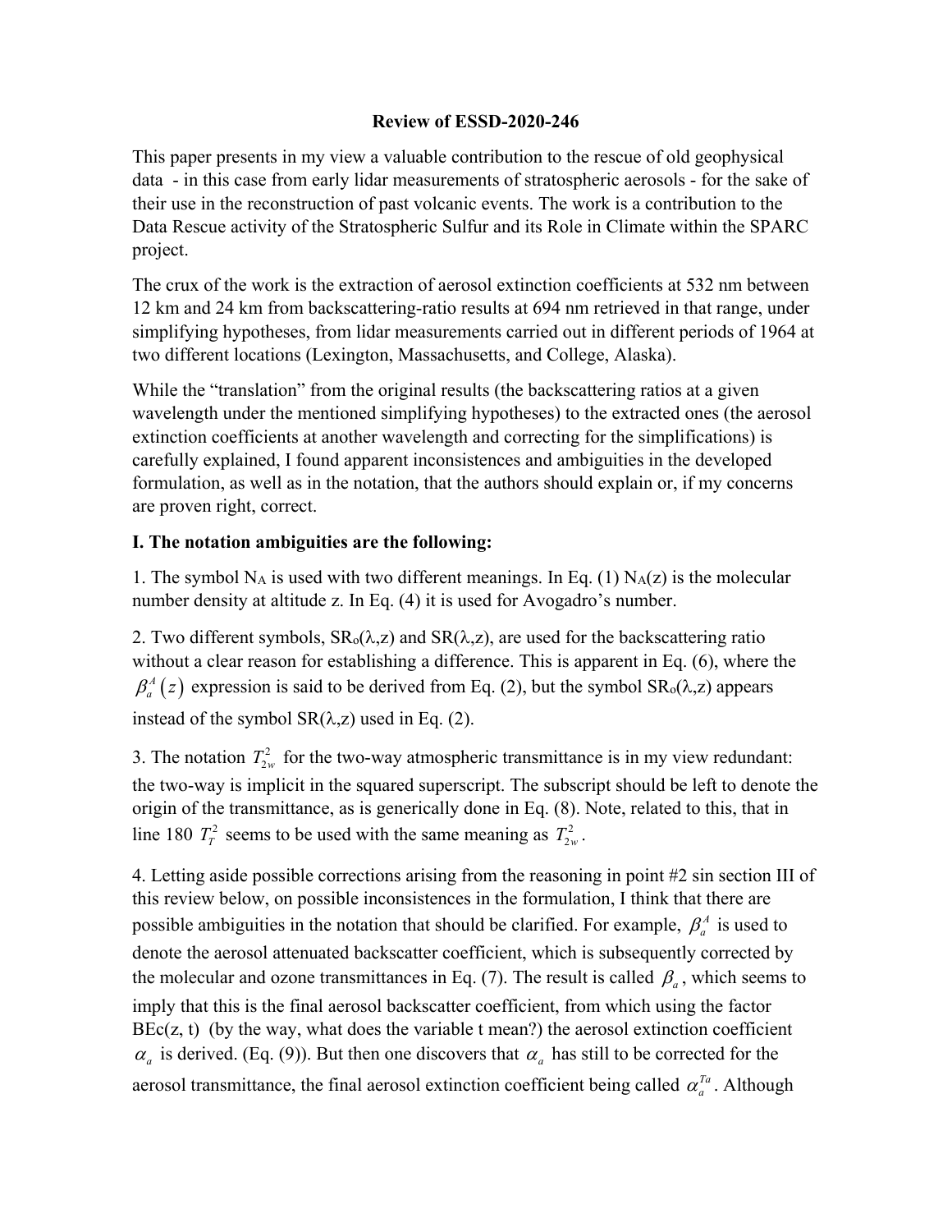**Review of ESSD-2020-246**

This paper presents in my view a valuable contribution to the rescue of old geophysical data - in this case from early lidar measurements of stratospheric aerosols - for the sake of their use in the reconstruction of past volcanic events. The work is a contribution to the Data Rescue activity of the Stratospheric Sulfur and its Role in Climate within the SPARC project.

The crux of the work is the extraction of aerosol extinction coefficients at 532 nm between 12 km and 24 km from backscattering-ratio results at 694 nm retrieved in that range, under simplifying hypotheses, from lidar measurements carried out in different periods of 1964 at two different locations (Lexington, Massachusetts, and College, Alaska).

While the "translation" from the original results (the backscattering ratios at a given wavelength under the mentioned simplifying hypotheses) to the extracted ones (the aerosol extinction coefficients at another wavelength and correcting for the simplifications) is carefully explained, I found apparent inconsistences and ambiguities in the developed formulation, as well as in the notation, that the authors should explain or, if my concerns are proven right, correct.

**I. The notation ambiguities are the following:**

1. The symbol $N_A$ is used with two different meanings. In Eq. (1) $N_A(z)$ is the molecular number density at altitude z. In Eq. (4) it is used for Avogadro's number.

2. Two different symbols, $SR_o(\lambda,z)$ and $SR(\lambda,z)$, are used for the backscattering ratio without a clear reason for establishing a difference. This is apparent in Eq. (6), where the $\beta_a^A(z)$ expression is said to be derived from Eq. (2), but the symbol $SR_o(\lambda,z)$ appears instead of the symbol $SR(\lambda,z)$ used in Eq. (2).

3. The notation $T_{2w}^2$ for the two-way atmospheric transmittance is in my view redundant: the two-way is implicit in the squared superscript. The subscript should be left to denote the origin of the transmittance, as is generically done in Eq. (8). Note, related to this, that in line 180 $T_T^2$ seems to be used with the same meaning as $T_{2w}^2$.

4. Letting aside possible corrections arising from the reasoning in point #2 sin section III of this review below, on possible inconsistences in the formulation, I think that there are possible ambiguities in the notation that should be clarified. For example, $\beta_a^A$ is used to denote the aerosol attenuated backscatter coefficient, which is subsequently corrected by the molecular and ozone transmittances in Eq. (7). The result is called $\beta_a$, which seems to imply that this is the final aerosol backscatter coefficient, from which using the factor BEc(z, t) (by the way, what does the variable t mean?) the aerosol extinction coefficient $\alpha_a$ is derived. (Eq. (9)). But then one discovers that $\alpha_a$ has still to be corrected for the aerosol transmittance, the final aerosol extinction coefficient being called $\alpha_a^{Ta}$. Although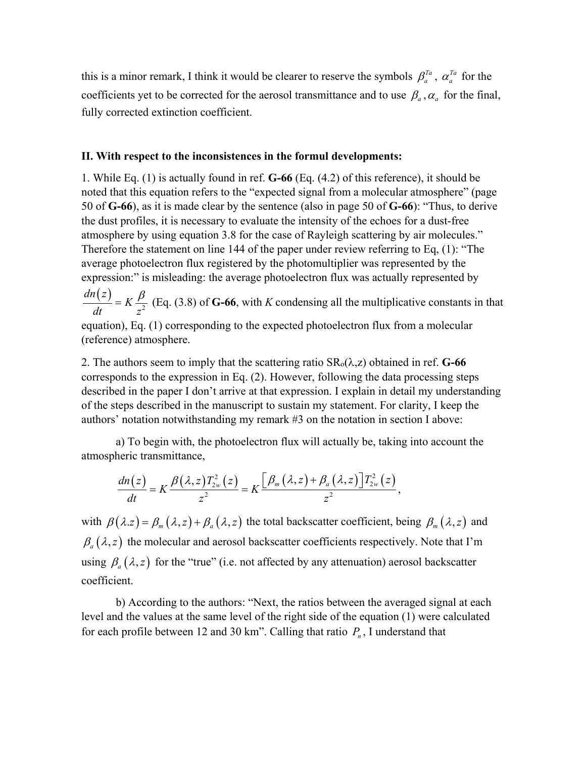this is a minor remark, I think it would be clearer to reserve the symbols $\beta_a^{Ta}$, $\alpha_a^{Ta}$ for the coefficients yet to be corrected for the aerosol transmittance and to use $\beta_a, \alpha_a$ for the final, fully corrected extinction coefficient.

**II. With respect to the inconsistences in the formul developments:**

1. While Eq. (1) is actually found in ref. **G-66** (Eq. (4.2) of this reference), it should be noted that this equation refers to the "expected signal from a molecular atmosphere" (page 50 of **G-66**), as it is made clear by the sentence (also in page 50 of **G-66**): "Thus, to derive the dust profiles, it is necessary to evaluate the intensity of the echoes for a dust-free atmosphere by using equation 3.8 for the case of Rayleigh scattering by air molecules." Therefore the statement on line 144 of the paper under review referring to Eq, (1): "The average photoelectron flux registered by the photomultiplier was represented by the expression:" is misleading: the average photoelectron flux was actually represented by $\frac{dn(z)}{dt} = K\frac{\beta}{z^2}$ (Eq. (3.8) of **G-66**, with $K$ condensing all the multiplicative constants in that equation), Eq. (1) corresponding to the expected photoelectron flux from a molecular (reference) atmosphere.

2. The authors seem to imply that the scattering ratio $SR_o(\lambda,z)$ obtained in ref. **G-66** corresponds to the expression in Eq. (2). However, following the data processing steps described in the paper I don't arrive at that expression. I explain in detail my understanding of the steps described in the manuscript to sustain my statement. For clarity, I keep the authors' notation notwithstanding my remark #3 on the notation in section I above:

a) To begin with, the photoelectron flux will actually be, taking into account the atmospheric transmittance,

$$\frac{dn(z)}{dt} = K\frac{\beta(\lambda,z)T_{2w}^2(z)}{z^2} = K\frac{\left[\beta_m(\lambda,z)+\beta_a(\lambda,z)\right]T_{2w}^2(z)}{z^2},$$

with $\beta(\lambda.z) = \beta_m(\lambda,z)+\beta_a(\lambda,z)$ the total backscatter coefficient, being $\beta_m(\lambda,z)$ and $\beta_a(\lambda,z)$ the molecular and aerosol backscatter coefficients respectively. Note that I'm using $\beta_a(\lambda,z)$ for the "true" (i.e. not affected by any attenuation) aerosol backscatter coefficient.

b) According to the authors: "Next, the ratios between the averaged signal at each level and the values at the same level of the right side of the equation (1) were calculated for each profile between 12 and 30 km". Calling that ratio $P_n$, I understand that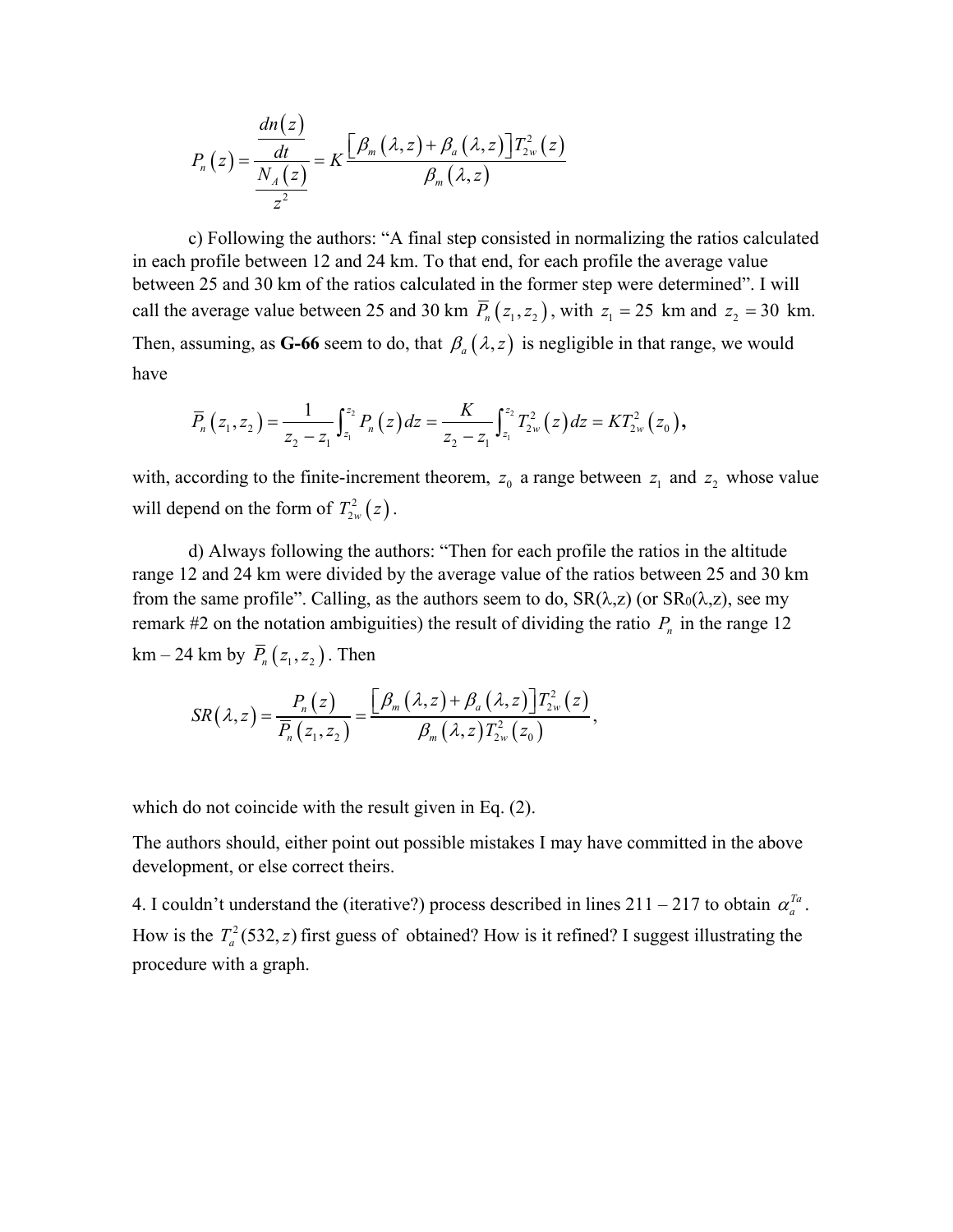$$P_n(z) = \frac{\dfrac{dn(z)}{dt}}{\dfrac{N_A(z)}{z^2}} = K\frac{\left[\beta_m(\lambda,z)+\beta_a(\lambda,z)\right]T_{2w}^2(z)}{\beta_m(\lambda,z)}$$

c) Following the authors: "A final step consisted in normalizing the ratios calculated in each profile between 12 and 24 km. To that end, for each profile the average value between 25 and 30 km of the ratios calculated in the former step were determined". I will call the average value between 25 and 30 km $\overline{P}_n(z_1,z_2)$, with $z_1 = 25$ km and $z_2 = 30$ km. Then, assuming, as **G-66** seem to do, that $\beta_a(\lambda,z)$ is negligible in that range, we would have

$$\overline{P}_n(z_1,z_2) = \frac{1}{z_2 - z_1}\int_{z_1}^{z_2} P_n(z)dz = \frac{K}{z_2 - z_1}\int_{z_1}^{z_2} T_{2w}^2(z)dz = KT_{2w}^2(z_0),$$

with, according to the finite-increment theorem, $z_0$ a range between $z_1$ and $z_2$ whose value will depend on the form of $T_{2w}^2(z)$.

d) Always following the authors: "Then for each profile the ratios in the altitude range 12 and 24 km were divided by the average value of the ratios between 25 and 30 km from the same profile". Calling, as the authors seem to do, SR($\lambda$,z) (or SR$_0$($\lambda$,z), see my remark #2 on the notation ambiguities) the result of dividing the ratio $P_n$ in the range 12 km – 24 km by $\overline{P}_n(z_1,z_2)$. Then

$$SR(\lambda,z) = \frac{P_n(z)}{\overline{P}_n(z_1,z_2)} = \frac{\left[\beta_m(\lambda,z)+\beta_a(\lambda,z)\right]T_{2w}^2(z)}{\beta_m(\lambda,z)T_{2w}^2(z_0)},$$

which do not coincide with the result given in Eq. (2).

The authors should, either point out possible mistakes I may have committed in the above development, or else correct theirs.

4. I couldn't understand the (iterative?) process described in lines 211 – 217 to obtain $\alpha_a^{Ta}$. How is the $T_a^2(532,z)$ first guess of obtained? How is it refined? I suggest illustrating the procedure with a graph.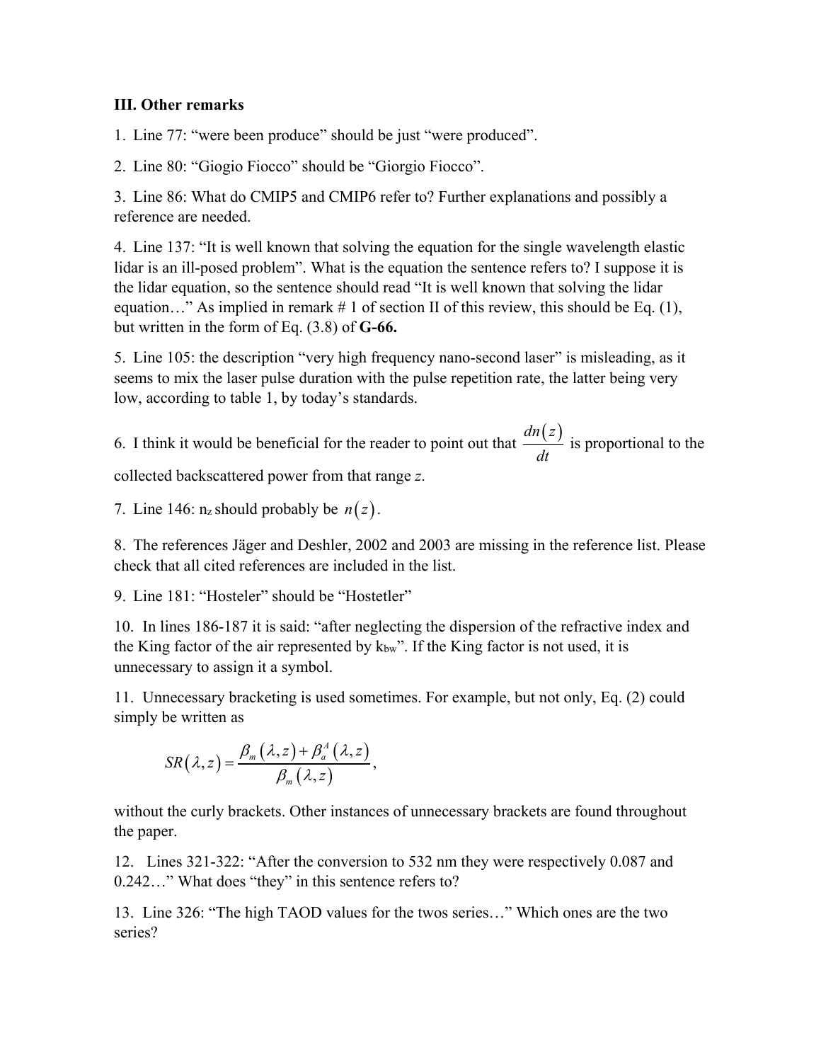**III. Other remarks**

1. Line 77: "were been produce" should be just "were produced".

2. Line 80: "Giogio Fiocco" should be "Giorgio Fiocco".

3. Line 86: What do CMIP5 and CMIP6 refer to? Further explanations and possibly a reference are needed.

4. Line 137: "It is well known that solving the equation for the single wavelength elastic lidar is an ill-posed problem". What is the equation the sentence refers to? I suppose it is the lidar equation, so the sentence should read "It is well known that solving the lidar equation…" As implied in remark # 1 of section II of this review, this should be Eq. (1), but written in the form of Eq. (3.8) of **G-66.**

5. Line 105: the description "very high frequency nano-second laser" is misleading, as it seems to mix the laser pulse duration with the pulse repetition rate, the latter being very low, according to table 1, by today's standards.

6. I think it would be beneficial for the reader to point out that $\frac{dn(z)}{dt}$ is proportional to the collected backscattered power from that range $z$.

7. Line 146: $n_z$ should probably be $n(z)$.

8. The references Jäger and Deshler, 2002 and 2003 are missing in the reference list. Please check that all cited references are included in the list.

9. Line 181: "Hosteler" should be "Hostetler"

10. In lines 186-187 it is said: "after neglecting the dispersion of the refractive index and the King factor of the air represented by $k_{bw}$". If the King factor is not used, it is unnecessary to assign it a symbol.

11. Unnecessary bracketing is used sometimes. For example, but not only, Eq. (2) could simply be written as

$$SR(\lambda,z) = \frac{\beta_m(\lambda,z) + \beta_a^A(\lambda,z)}{\beta_m(\lambda,z)},$$

without the curly brackets. Other instances of unnecessary brackets are found throughout the paper.

12. Lines 321-322: "After the conversion to 532 nm they were respectively 0.087 and 0.242…" What does "they" in this sentence refers to?

13. Line 326: "The high TAOD values for the twos series…" Which ones are the two series?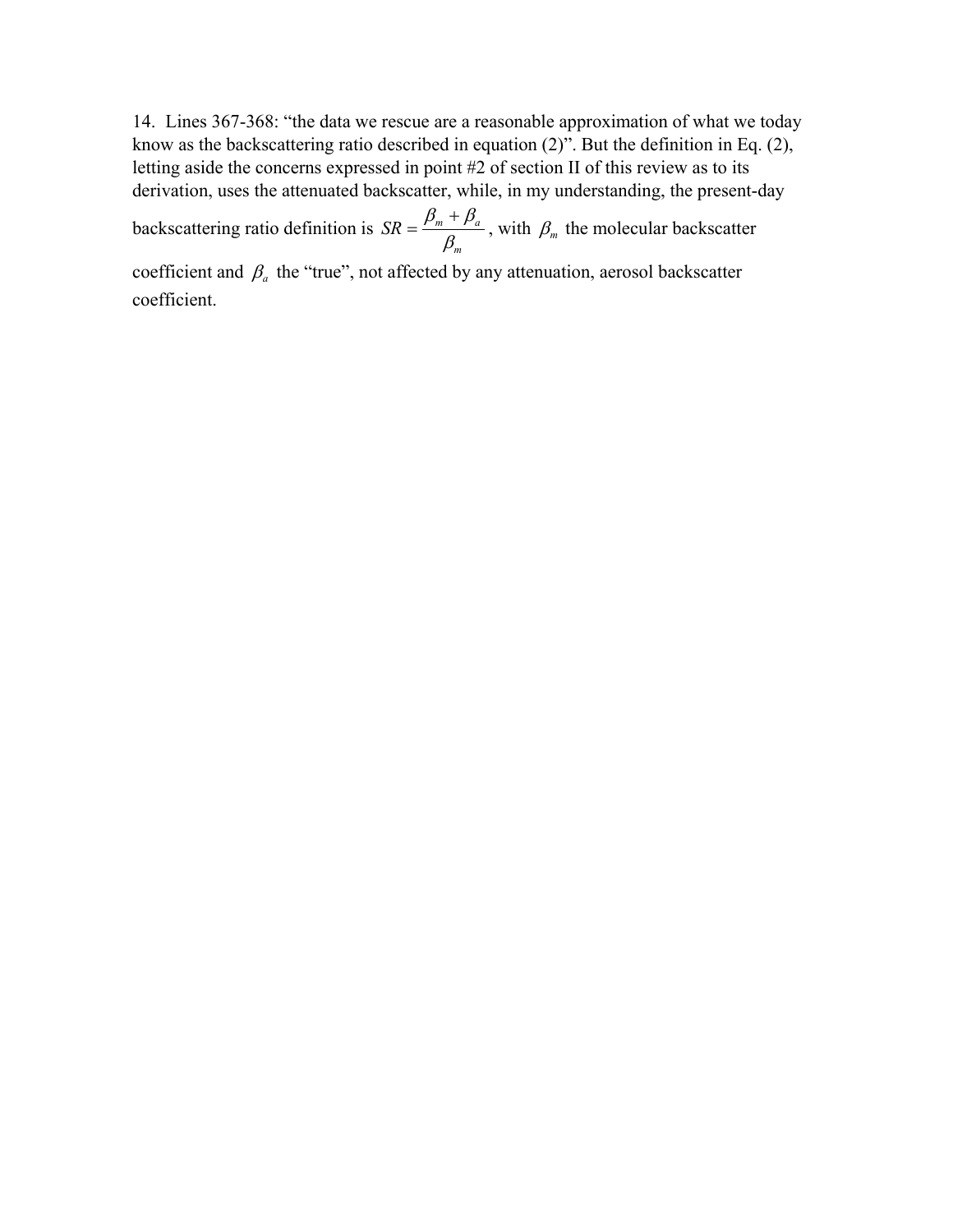14. Lines 367-368: "the data we rescue are a reasonable approximation of what we today know as the backscattering ratio described in equation (2)". But the definition in Eq. (2), letting aside the concerns expressed in point #2 of section II of this review as to its derivation, uses the attenuated backscatter, while, in my understanding, the present-day backscattering ratio definition is $SR = \frac{\beta_m + \beta_a}{\beta_m}$, with $\beta_m$ the molecular backscatter coefficient and $\beta_a$ the "true", not affected by any attenuation, aerosol backscatter coefficient.